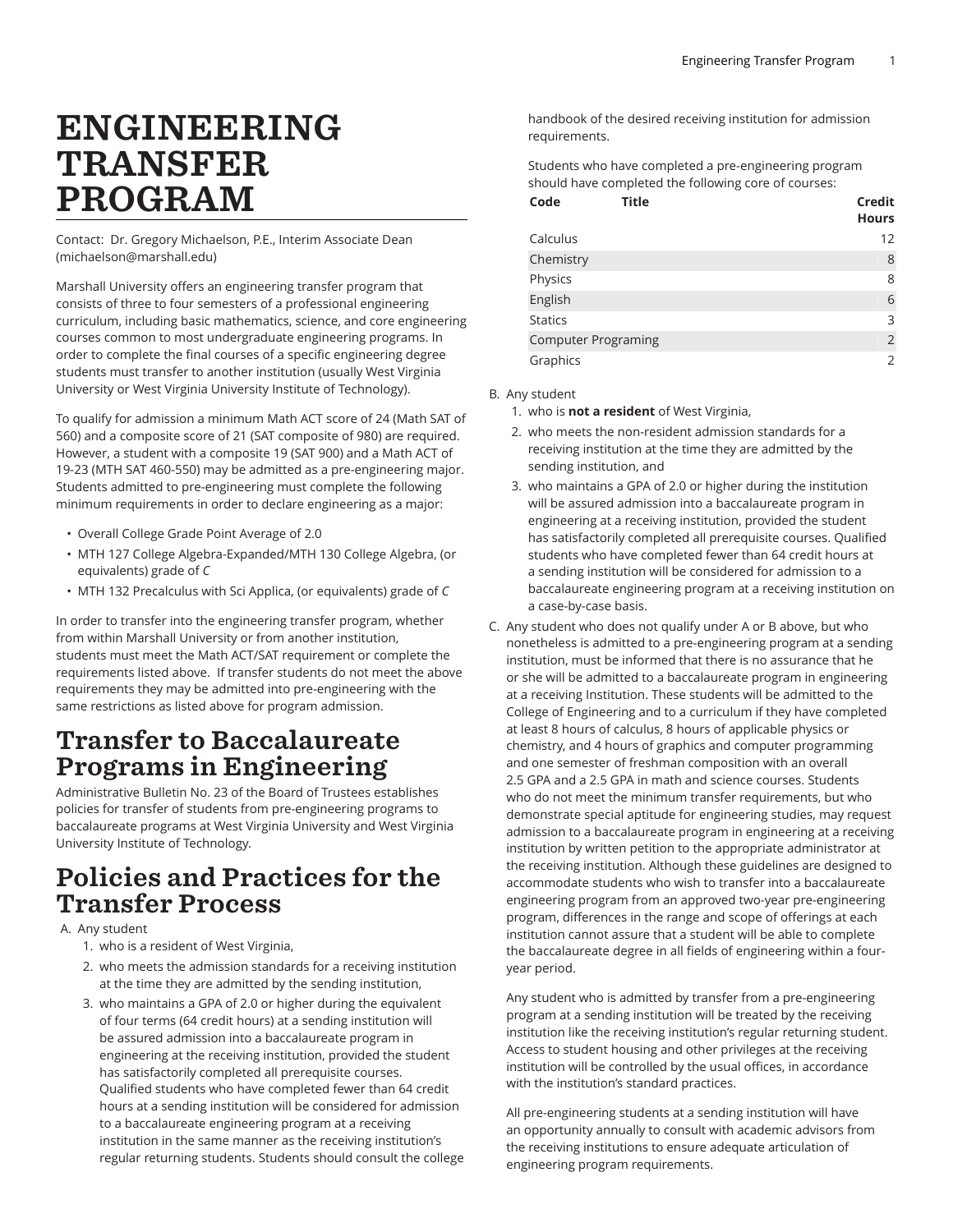# ENGINEERING TRANSFER PROGRAM

Contact: Dr. Gregory Michaelson, P.E., Interim Associate Dean (michaelson@marshall.edu)

Marshall University offers an engineering transfer program that consists of three to four semesters of a professional engineering curriculum, including basic mathematics, science, and core engineering courses common to most undergraduate engineering programs. In order to complete the final courses of a specific engineering degree students must transfer to another institution (usually West Virginia University or West Virginia University Institute of Technology).

To qualify for admission a minimum Math ACT score of 24 (Math SAT of 560) and a composite score of 21 (SAT composite of 980) are required. However, a student with a composite 19 (SAT 900) and a Math ACT of 19-23 (MTH SAT 460-550) may be admitted as a pre-engineering major. Students admitted to pre-engineering must complete the following minimum requirements in order to declare engineering as a major:

- Overall College Grade Point Average of 2.0
- MTH 127 College Algebra-Expanded/MTH 130 College Algebra, (or equivalents) grade of *C*
- MTH 132 Precalculus with Sci Applica, (or equivalents) grade of *C*

In order to transfer into the engineering transfer program, whether from within Marshall University or from another institution, students must meet the Math ACT/SAT requirement or complete the requirements listed above. If transfer students do not meet the above requirements they may be admitted into pre-engineering with the same restrictions as listed above for program admission.

## Transfer to Baccalaureate Programs in Engineering

Administrative Bulletin No. 23 of the Board of Trustees establishes policies for transfer of students from pre-engineering programs to baccalaureate programs at West Virginia University and West Virginia University Institute of Technology.

## Policies and Practices for the Transfer Process

A. Any student
   1. who is a resident of West Virginia,
   2. who meets the admission standards for a receiving institution at the time they are admitted by the sending institution,
   3. who maintains a GPA of 2.0 or higher during the equivalent of four terms (64 credit hours) at a sending institution will be assured admission into a baccalaureate program in engineering at the receiving institution, provided the student has satisfactorily completed all prerequisite courses. Qualified students who have completed fewer than 64 credit hours at a sending institution will be considered for admission to a baccalaureate engineering program at a receiving institution in the same manner as the receiving institution's regular returning students. Students should consult the college handbook of the desired receiving institution for admission requirements.

   Students who have completed a pre-engineering program should have completed the following core of courses:

| Code | Title | Credit Hours |
|---|---|---|
| Calculus | | 12 |
| Chemistry | | 8 |
| Physics | | 8 |
| English | | 6 |
| Statics | | 3 |
| Computer Programing | | 2 |
| Graphics | | 2 |

B. Any student
   1. who is **not a resident** of West Virginia,
   2. who meets the non-resident admission standards for a receiving institution at the time they are admitted by the sending institution, and
   3. who maintains a GPA of 2.0 or higher during the institution will be assured admission into a baccalaureate program in engineering at a receiving institution, provided the student has satisfactorily completed all prerequisite courses. Qualified students who have completed fewer than 64 credit hours at a sending institution will be considered for admission to a baccalaureate engineering program at a receiving institution on a case-by-case basis.

C. Any student who does not qualify under A or B above, but who nonetheless is admitted to a pre-engineering program at a sending institution, must be informed that there is no assurance that he or she will be admitted to a baccalaureate program in engineering at a receiving Institution. These students will be admitted to the College of Engineering and to a curriculum if they have completed at least 8 hours of calculus, 8 hours of applicable physics or chemistry, and 4 hours of graphics and computer programming and one semester of freshman composition with an overall 2.5 GPA and a 2.5 GPA in math and science courses. Students who do not meet the minimum transfer requirements, but who demonstrate special aptitude for engineering studies, may request admission to a baccalaureate program in engineering at a receiving institution by written petition to the appropriate administrator at the receiving institution. Although these guidelines are designed to accommodate students who wish to transfer into a baccalaureate engineering program from an approved two-year pre-engineering program, differences in the range and scope of offerings at each institution cannot assure that a student will be able to complete the baccalaureate degree in all fields of engineering within a four-year period.

   Any student who is admitted by transfer from a pre-engineering program at a sending institution will be treated by the receiving institution like the receiving institution's regular returning student. Access to student housing and other privileges at the receiving institution will be controlled by the usual offices, in accordance with the institution's standard practices.

   All pre-engineering students at a sending institution will have an opportunity annually to consult with academic advisors from the receiving institutions to ensure adequate articulation of engineering program requirements.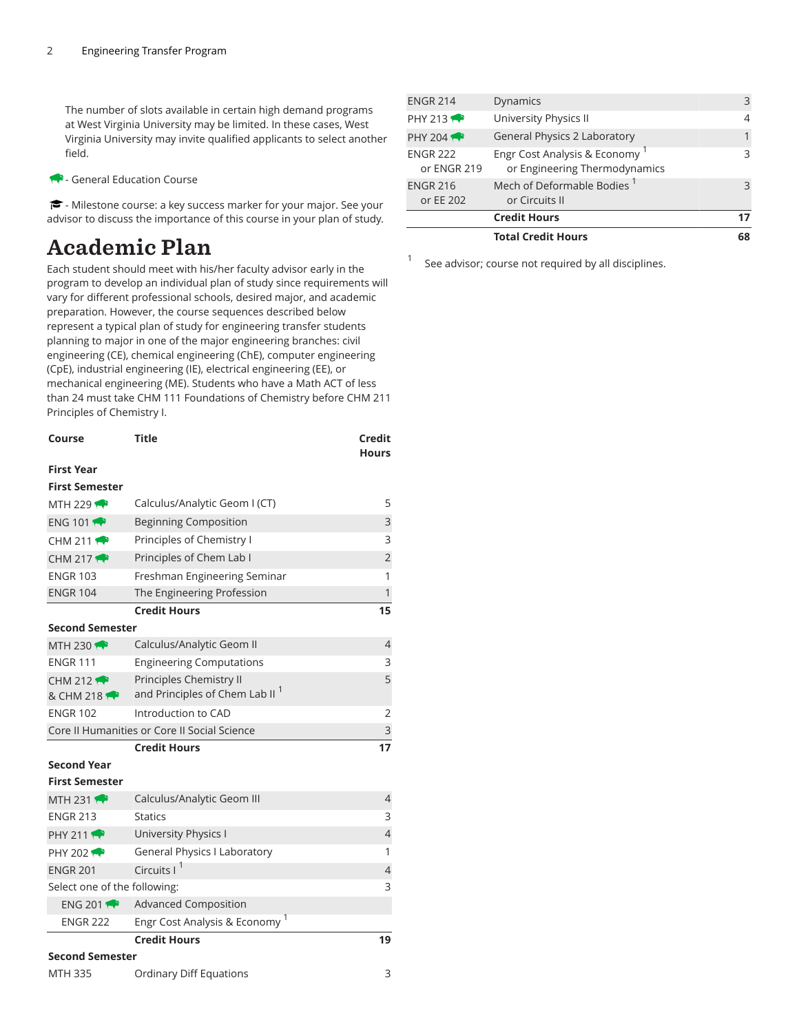The number of slots available in certain high demand programs at West Virginia University may be limited. In these cases, West Virginia University may invite qualified applicants to select another field.

- General Education Course

- Milestone course: a key success marker for your major. See your advisor to discuss the importance of this course in your plan of study.

# Academic Plan

Each student should meet with his/her faculty advisor early in the program to develop an individual plan of study since requirements will vary for different professional schools, desired major, and academic preparation. However, the course sequences described below represent a typical plan of study for engineering transfer students planning to major in one of the major engineering branches: civil engineering (CE), chemical engineering (ChE), computer engineering (CpE), industrial engineering (IE), electrical engineering (EE), or mechanical engineering (ME). Students who have a Math ACT of less than 24 must take CHM 111 Foundations of Chemistry before CHM 211 Principles of Chemistry I.

| Course | Title | Credit Hours |
|---|---|---|
| **First Year** | | |
| **First Semester** | | |
| MTH 229 | Calculus/Analytic Geom I (CT) | 5 |
| ENG 101 | Beginning Composition | 3 |
| CHM 211 | Principles of Chemistry I | 3 |
| CHM 217 | Principles of Chem Lab I | 2 |
| ENGR 103 | Freshman Engineering Seminar | 1 |
| ENGR 104 | The Engineering Profession | 1 |
| | **Credit Hours** | **15** |
| **Second Semester** | | |
| MTH 230 | Calculus/Analytic Geom II | 4 |
| ENGR 111 | Engineering Computations | 3 |
| CHM 212 & CHM 218 | Principles Chemistry II and Principles of Chem Lab II [1] | 5 |
| ENGR 102 | Introduction to CAD | 2 |
| Core II Humanities or Core II Social Science | | 3 |
| | **Credit Hours** | **17** |
| **Second Year** | | |
| **First Semester** | | |
| MTH 231 | Calculus/Analytic Geom III | 4 |
| ENGR 213 | Statics | 3 |
| PHY 211 | University Physics I | 4 |
| PHY 202 | General Physics I Laboratory | 1 |
| ENGR 201 | Circuits I [1] | 4 |
| Select one of the following: | | 3 |
| ENG 201 | Advanced Composition | |
| ENGR 222 | Engr Cost Analysis & Economy [1] | |
| | **Credit Hours** | **19** |
| **Second Semester** | | |
| MTH 335 | Ordinary Diff Equations | 3 |
| ENGR 214 | Dynamics | 3 |
| PHY 213 | University Physics II | 4 |
| PHY 204 | General Physics 2 Laboratory | 1 |
| ENGR 222 or ENGR 219 | Engr Cost Analysis & Economy [1] or Engineering Thermodynamics | 3 |
| ENGR 216 or EE 202 | Mech of Deformable Bodies [1] or Circuits II | 3 |
| | **Credit Hours** | **17** |
| | **Total Credit Hours** | **68** |

1 See advisor; course not required by all disciplines.